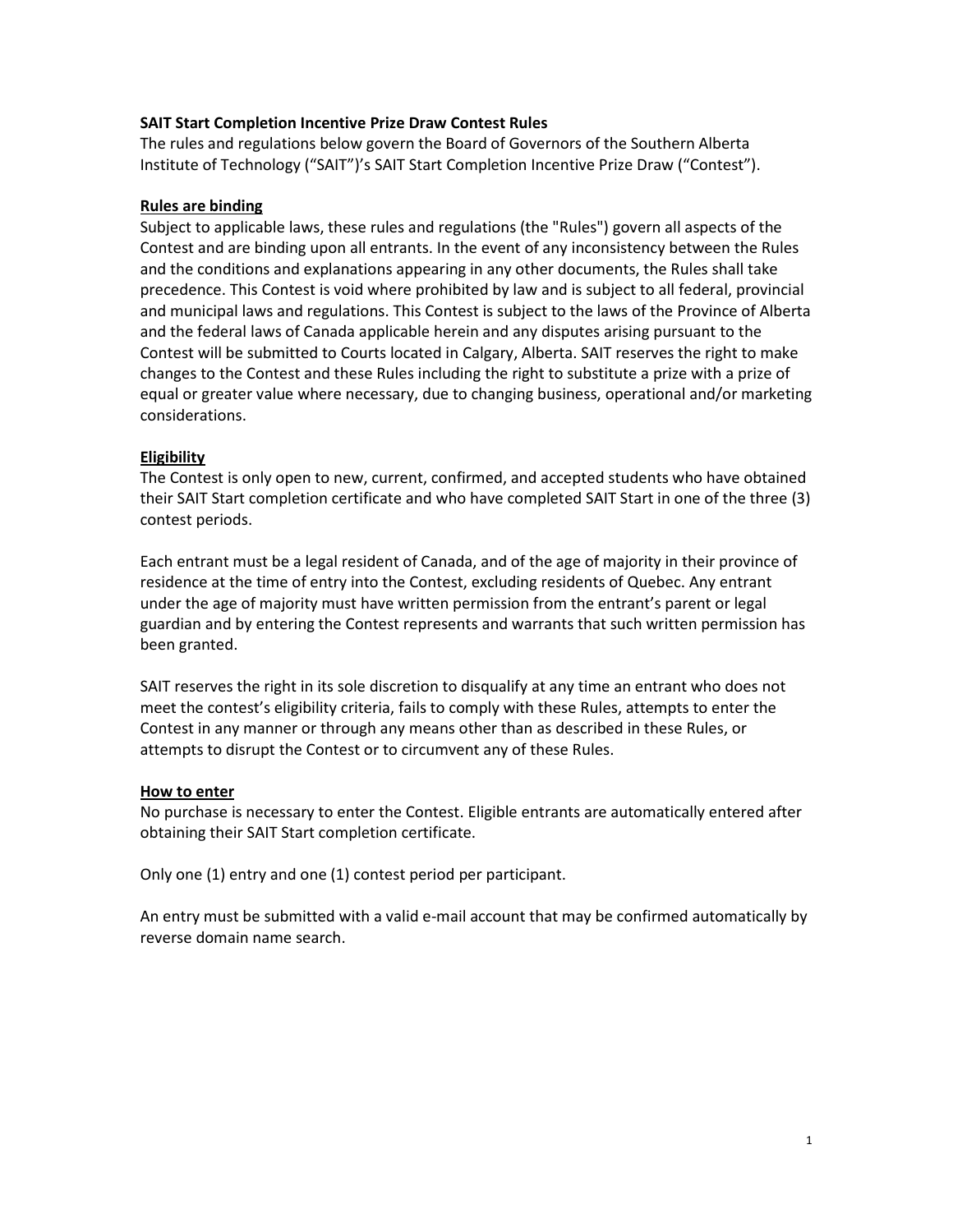**SAIT Start Completion Incentive Prize Draw Contest Rules**

The rules and regulations below govern the Board of Governors of the Southern Alberta Institute of Technology ("SAIT")'s SAIT Start Completion Incentive Prize Draw ("Contest").

## Rules are binding

Subject to applicable laws, these rules and regulations (the "Rules") govern all aspects of the Contest and are binding upon all entrants. In the event of any inconsistency between the Rules and the conditions and explanations appearing in any other documents, the Rules shall take precedence. This Contest is void where prohibited by law and is subject to all federal, provincial and municipal laws and regulations. This Contest is subject to the laws of the Province of Alberta and the federal laws of Canada applicable herein and any disputes arising pursuant to the Contest will be submitted to Courts located in Calgary, Alberta. SAIT reserves the right to make changes to the Contest and these Rules including the right to substitute a prize with a prize of equal or greater value where necessary, due to changing business, operational and/or marketing considerations.

## Eligibility

The Contest is only open to new, current, confirmed, and accepted students who have obtained their SAIT Start completion certificate and who have completed SAIT Start in one of the three (3) contest periods.

Each entrant must be a legal resident of Canada, and of the age of majority in their province of residence at the time of entry into the Contest, excluding residents of Quebec. Any entrant under the age of majority must have written permission from the entrant's parent or legal guardian and by entering the Contest represents and warrants that such written permission has been granted.

SAIT reserves the right in its sole discretion to disqualify at any time an entrant who does not meet the contest's eligibility criteria, fails to comply with these Rules, attempts to enter the Contest in any manner or through any means other than as described in these Rules, or attempts to disrupt the Contest or to circumvent any of these Rules.

## How to enter

No purchase is necessary to enter the Contest. Eligible entrants are automatically entered after obtaining their SAIT Start completion certificate.

Only one (1) entry and one (1) contest period per participant.

An entry must be submitted with a valid e-mail account that may be confirmed automatically by reverse domain name search.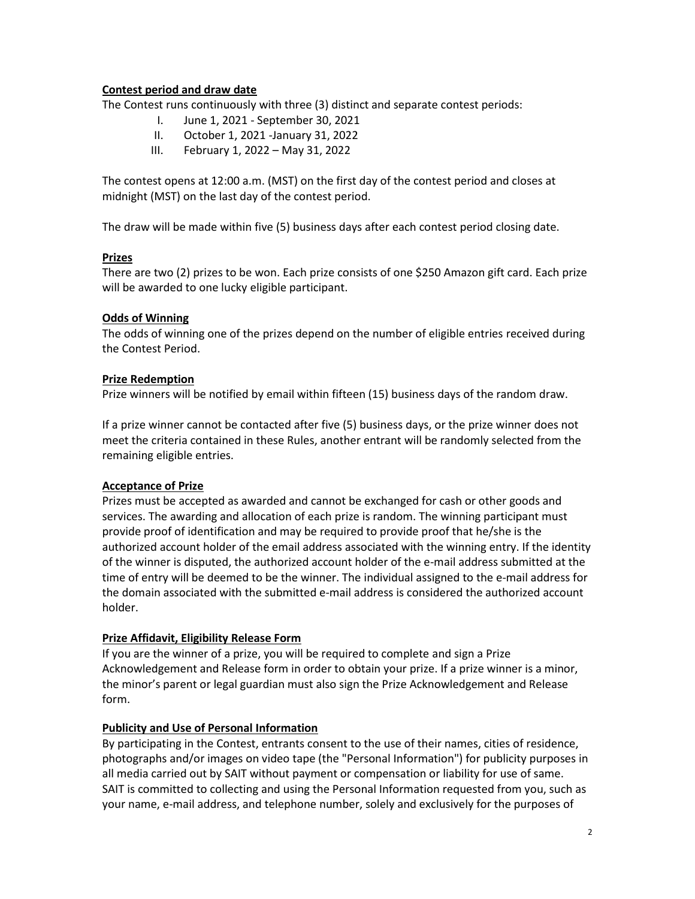**Contest period and draw date**

The Contest runs continuously with three (3) distinct and separate contest periods:

I. June 1, 2021 - September 30, 2021
II. October 1, 2021 -January 31, 2022
III. February 1, 2022 – May 31, 2022

The contest opens at 12:00 a.m. (MST) on the first day of the contest period and closes at midnight (MST) on the last day of the contest period.

The draw will be made within five (5) business days after each contest period closing date.

**Prizes**

There are two (2) prizes to be won. Each prize consists of one $250 Amazon gift card. Each prize will be awarded to one lucky eligible participant.

**Odds of Winning**

The odds of winning one of the prizes depend on the number of eligible entries received during the Contest Period.

**Prize Redemption**

Prize winners will be notified by email within fifteen (15) business days of the random draw.

If a prize winner cannot be contacted after five (5) business days, or the prize winner does not meet the criteria contained in these Rules, another entrant will be randomly selected from the remaining eligible entries.

**Acceptance of Prize**

Prizes must be accepted as awarded and cannot be exchanged for cash or other goods and services. The awarding and allocation of each prize is random. The winning participant must provide proof of identification and may be required to provide proof that he/she is the authorized account holder of the email address associated with the winning entry. If the identity of the winner is disputed, the authorized account holder of the e-mail address submitted at the time of entry will be deemed to be the winner. The individual assigned to the e-mail address for the domain associated with the submitted e-mail address is considered the authorized account holder.

**Prize Affidavit, Eligibility Release Form**

If you are the winner of a prize, you will be required to complete and sign a Prize Acknowledgement and Release form in order to obtain your prize. If a prize winner is a minor, the minor's parent or legal guardian must also sign the Prize Acknowledgement and Release form.

**Publicity and Use of Personal Information**

By participating in the Contest, entrants consent to the use of their names, cities of residence, photographs and/or images on video tape (the "Personal Information") for publicity purposes in all media carried out by SAIT without payment or compensation or liability for use of same. SAIT is committed to collecting and using the Personal Information requested from you, such as your name, e-mail address, and telephone number, solely and exclusively for the purposes of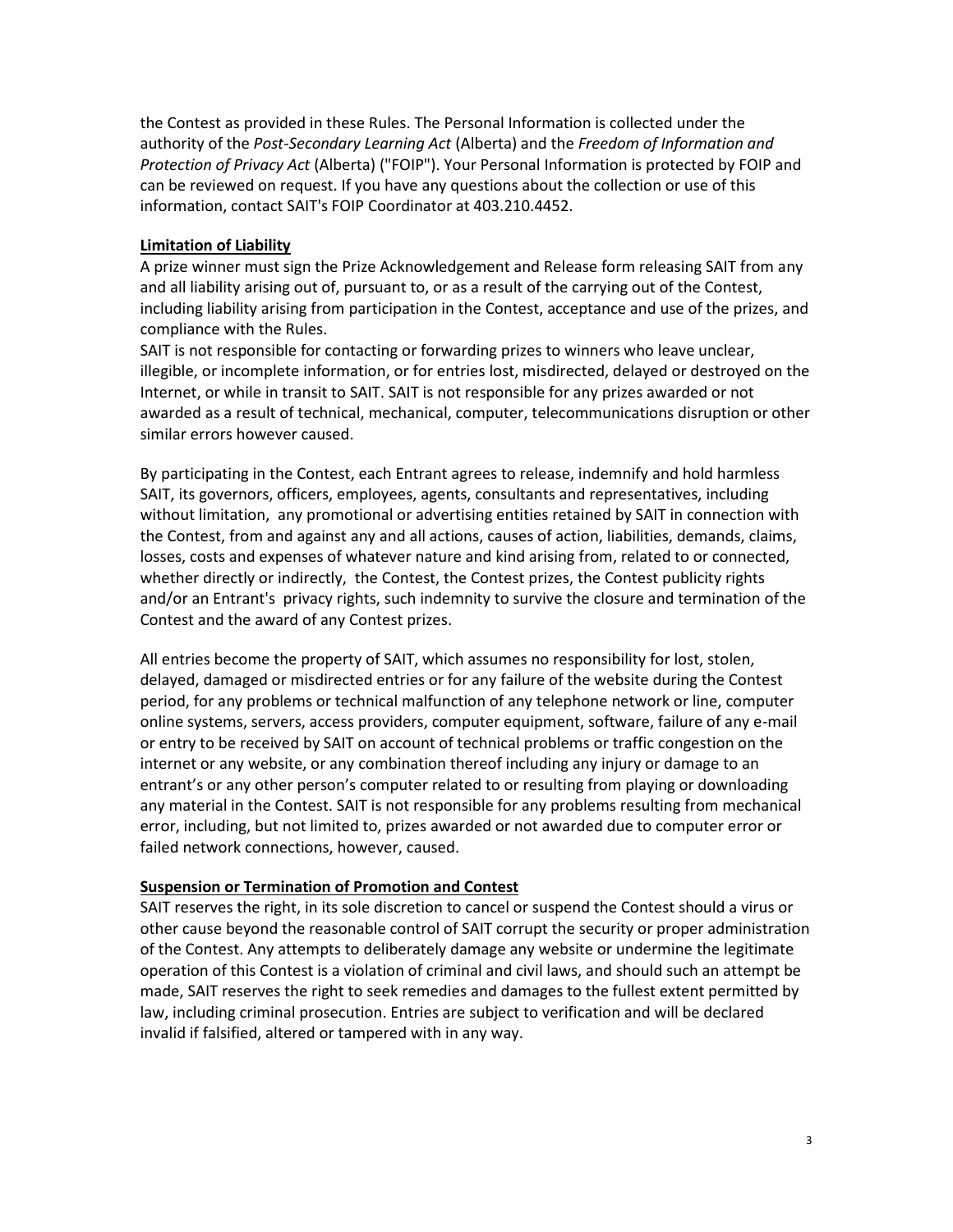the Contest as provided in these Rules. The Personal Information is collected under the authority of the *Post-Secondary Learning Act* (Alberta) and the *Freedom of Information and Protection of Privacy Act* (Alberta) ("FOIP"). Your Personal Information is protected by FOIP and can be reviewed on request. If you have any questions about the collection or use of this information, contact SAIT's FOIP Coordinator at 403.210.4452.

**Limitation of Liability**

A prize winner must sign the Prize Acknowledgement and Release form releasing SAIT from any and all liability arising out of, pursuant to, or as a result of the carrying out of the Contest, including liability arising from participation in the Contest, acceptance and use of the prizes, and compliance with the Rules.

SAIT is not responsible for contacting or forwarding prizes to winners who leave unclear, illegible, or incomplete information, or for entries lost, misdirected, delayed or destroyed on the Internet, or while in transit to SAIT. SAIT is not responsible for any prizes awarded or not awarded as a result of technical, mechanical, computer, telecommunications disruption or other similar errors however caused.

By participating in the Contest, each Entrant agrees to release, indemnify and hold harmless SAIT, its governors, officers, employees, agents, consultants and representatives, including without limitation, any promotional or advertising entities retained by SAIT in connection with the Contest, from and against any and all actions, causes of action, liabilities, demands, claims, losses, costs and expenses of whatever nature and kind arising from, related to or connected, whether directly or indirectly, the Contest, the Contest prizes, the Contest publicity rights and/or an Entrant's privacy rights, such indemnity to survive the closure and termination of the Contest and the award of any Contest prizes.

All entries become the property of SAIT, which assumes no responsibility for lost, stolen, delayed, damaged or misdirected entries or for any failure of the website during the Contest period, for any problems or technical malfunction of any telephone network or line, computer online systems, servers, access providers, computer equipment, software, failure of any e-mail or entry to be received by SAIT on account of technical problems or traffic congestion on the internet or any website, or any combination thereof including any injury or damage to an entrant's or any other person's computer related to or resulting from playing or downloading any material in the Contest. SAIT is not responsible for any problems resulting from mechanical error, including, but not limited to, prizes awarded or not awarded due to computer error or failed network connections, however, caused.

**Suspension or Termination of Promotion and Contest**

SAIT reserves the right, in its sole discretion to cancel or suspend the Contest should a virus or other cause beyond the reasonable control of SAIT corrupt the security or proper administration of the Contest. Any attempts to deliberately damage any website or undermine the legitimate operation of this Contest is a violation of criminal and civil laws, and should such an attempt be made, SAIT reserves the right to seek remedies and damages to the fullest extent permitted by law, including criminal prosecution. Entries are subject to verification and will be declared invalid if falsified, altered or tampered with in any way.